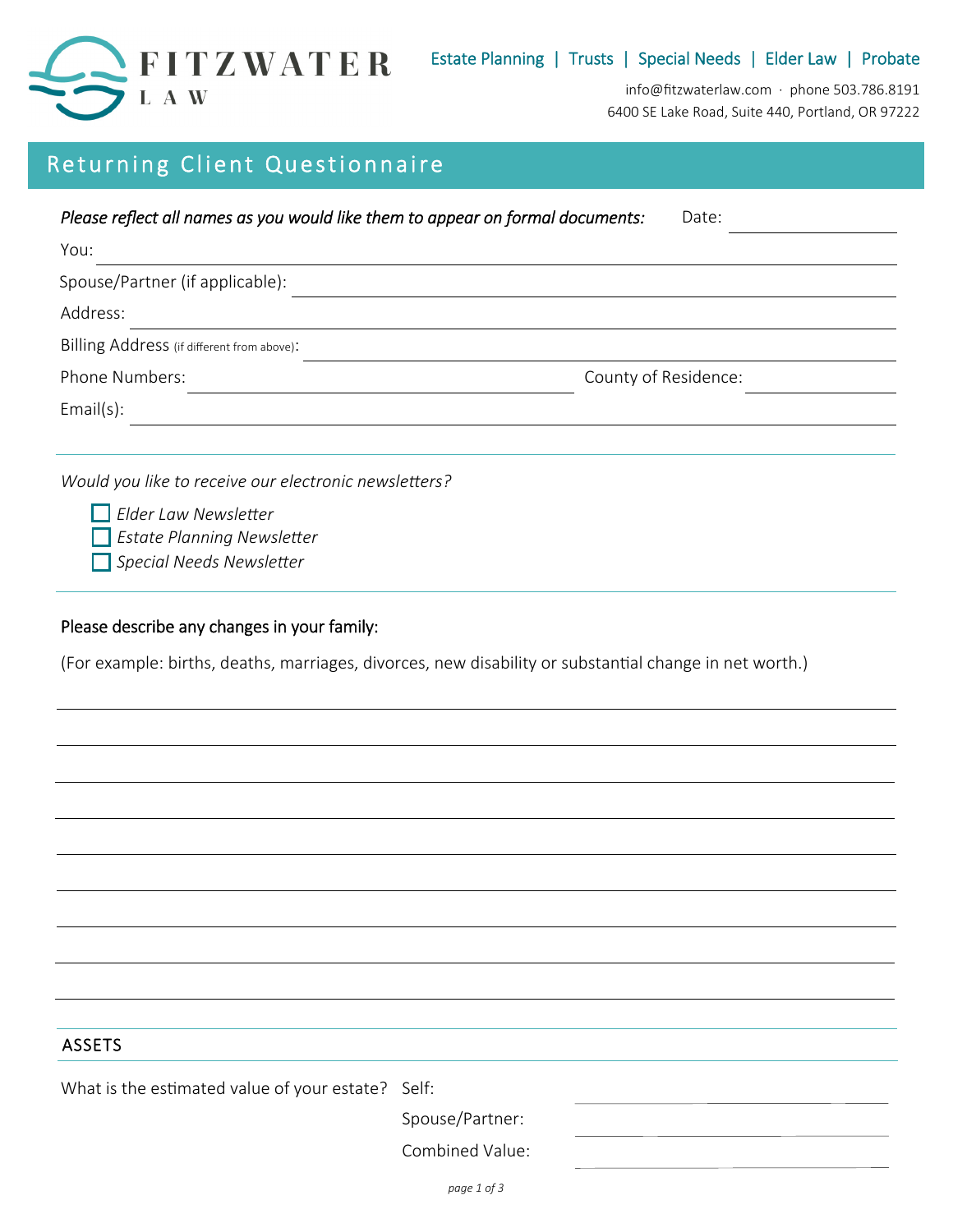# FITZWATER LAW

Estate Planning | Trusts | Special Needs | Elder Law | Probate

info@fitzwaterlaw.com · phone 503.786.8191
6400 SE Lake Road, Suite 440, Portland, OR 97222

## Returning Client Questionnaire

*Please reflect all names as you would like them to appear on formal documents:* Date: \_\_\_\_\_\_\_\_\_\_\_\_

You: \_\_\_\_\_\_\_\_\_\_\_\_\_\_\_\_\_\_\_\_\_\_\_\_\_\_\_\_\_\_\_\_\_\_\_\_\_\_\_\_\_\_\_\_

Spouse/Partner (if applicable): \_\_\_\_\_\_\_\_\_\_\_\_\_\_\_\_\_\_\_\_\_\_\_\_\_\_\_\_\_\_

Address: \_\_\_\_\_\_\_\_\_\_\_\_\_\_\_\_\_\_\_\_\_\_\_\_\_\_\_\_\_\_\_\_\_\_\_\_\_\_\_\_\_\_\_\_

Billing Address (if different from above): \_\_\_\_\_\_\_\_\_\_\_\_\_\_\_\_\_\_\_\_\_\_\_\_\_\_\_\_

Phone Numbers: \_\_\_\_\_\_\_\_\_\_\_\_\_\_\_\_\_\_\_\_\_\_\_\_ County of Residence: \_\_\_\_\_\_\_\_\_\_\_\_

Email(s): \_\_\_\_\_\_\_\_\_\_\_\_\_\_\_\_\_\_\_\_\_\_\_\_\_\_\_\_\_\_\_\_\_\_\_\_\_\_\_\_\_\_\_\_

---

*Would you like to receive our electronic newsletters?*

- ☐ *Elder Law Newsletter*
- ☐ *Estate Planning Newsletter*
- ☐ *Special Needs Newsletter*

---

### Please describe any changes in your family:

(For example: births, deaths, marriages, divorces, new disability or substantial change in net worth.)

\_\_\_\_\_\_\_\_\_\_\_\_\_\_\_\_\_\_\_\_\_\_\_\_\_\_\_\_\_\_\_\_\_\_\_\_\_\_\_\_\_\_\_\_\_\_\_\_\_\_\_\_\_\_

\_\_\_\_\_\_\_\_\_\_\_\_\_\_\_\_\_\_\_\_\_\_\_\_\_\_\_\_\_\_\_\_\_\_\_\_\_\_\_\_\_\_\_\_\_\_\_\_\_\_\_\_\_\_

\_\_\_\_\_\_\_\_\_\_\_\_\_\_\_\_\_\_\_\_\_\_\_\_\_\_\_\_\_\_\_\_\_\_\_\_\_\_\_\_\_\_\_\_\_\_\_\_\_\_\_\_\_\_

\_\_\_\_\_\_\_\_\_\_\_\_\_\_\_\_\_\_\_\_\_\_\_\_\_\_\_\_\_\_\_\_\_\_\_\_\_\_\_\_\_\_\_\_\_\_\_\_\_\_\_\_\_\_

\_\_\_\_\_\_\_\_\_\_\_\_\_\_\_\_\_\_\_\_\_\_\_\_\_\_\_\_\_\_\_\_\_\_\_\_\_\_\_\_\_\_\_\_\_\_\_\_\_\_\_\_\_\_

\_\_\_\_\_\_\_\_\_\_\_\_\_\_\_\_\_\_\_\_\_\_\_\_\_\_\_\_\_\_\_\_\_\_\_\_\_\_\_\_\_\_\_\_\_\_\_\_\_\_\_\_\_\_

\_\_\_\_\_\_\_\_\_\_\_\_\_\_\_\_\_\_\_\_\_\_\_\_\_\_\_\_\_\_\_\_\_\_\_\_\_\_\_\_\_\_\_\_\_\_\_\_\_\_\_\_\_\_

\_\_\_\_\_\_\_\_\_\_\_\_\_\_\_\_\_\_\_\_\_\_\_\_\_\_\_\_\_\_\_\_\_\_\_\_\_\_\_\_\_\_\_\_\_\_\_\_\_\_\_\_\_\_

---

### ASSETS

What is the estimated value of your estate?

Self: \_\_\_\_\_\_\_\_\_\_\_\_\_\_\_\_

Spouse/Partner: \_\_\_\_\_\_\_\_\_\_\_\_\_\_\_\_

Combined Value: \_\_\_\_\_\_\_\_\_\_\_\_\_\_\_\_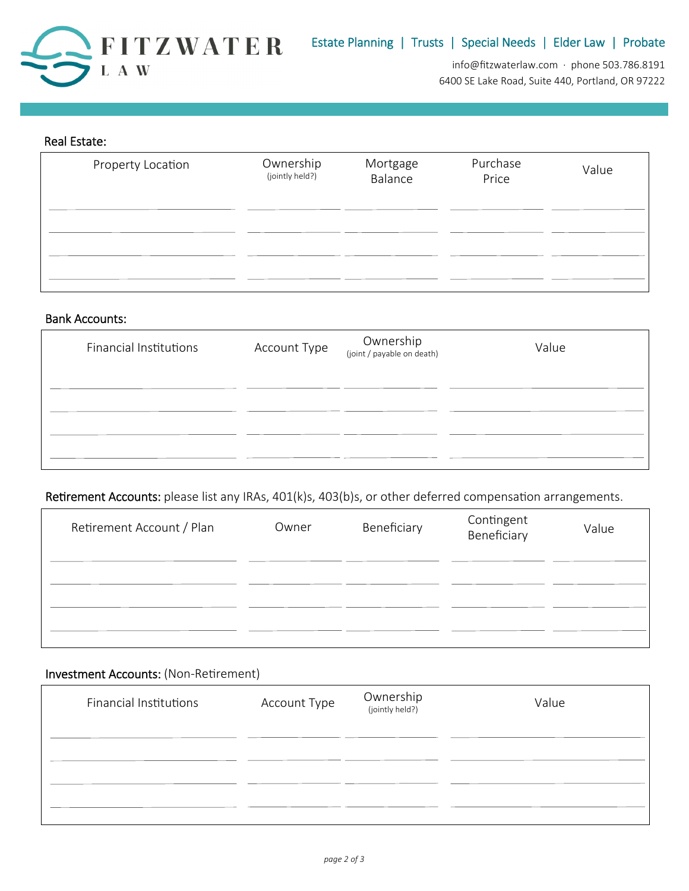FITZWATER LAW

Estate Planning | Trusts | Special Needs | Elder Law | Probate

info@fitzwaterlaw.com · phone 503.786.8191
6400 SE Lake Road, Suite 440, Portland, OR 97222

**Real Estate:**

| Property Location | Ownership (jointly held?) | Mortgage Balance | Purchase Price | Value |
|---|---|---|---|---|
| | | | | |
| | | | | |
| | | | | |
| | | | | |

**Bank Accounts:**

| Financial Institutions | Account Type | Ownership (joint / payable on death) | Value |
|---|---|---|---|
| | | | |
| | | | |
| | | | |
| | | | |

**Retirement Accounts:** please list any IRAs, 401(k)s, 403(b)s, or other deferred compensation arrangements.

| Retirement Account / Plan | Owner | Beneficiary | Contingent Beneficiary | Value |
|---|---|---|---|---|
| | | | | |
| | | | | |
| | | | | |
| | | | | |

**Investment Accounts:** (Non-Retirement)

| Financial Institutions | Account Type | Ownership (jointly held?) | Value |
|---|---|---|---|
| | | | |
| | | | |
| | | | |
| | | | |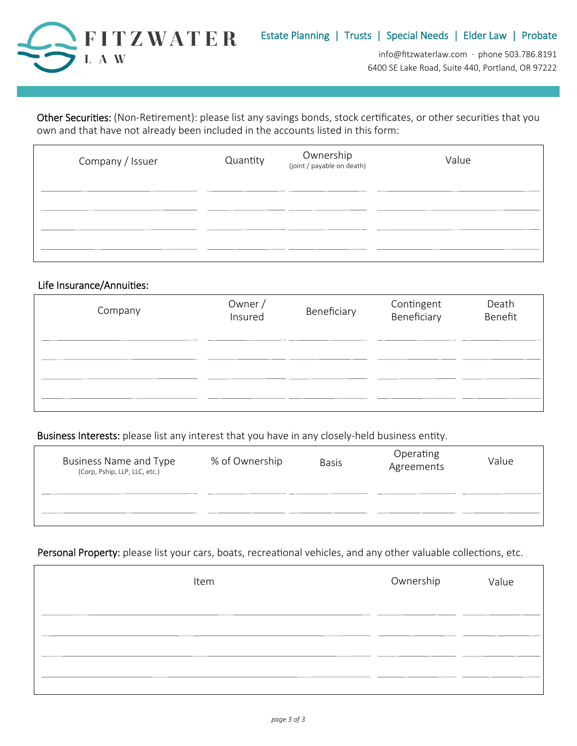Other Securities: (Non-Retirement): please list any savings bonds, stock certificates, or other securities that you own and that have not already been included in the accounts listed in this form:

| Company / Issuer | Quantity | Ownership (joint / payable on death) | Value |
|---|---|---|---|
| | | | |
| | | | |
| | | | |
| | | | |

Life Insurance/Annuities:

| Company | Owner / Insured | Beneficiary | Contingent Beneficiary | Death Benefit |
|---|---|---|---|---|
| | | | | |
| | | | | |
| | | | | |
| | | | | |

Business Interests: please list any interest that you have in any closely-held business entity.

| Business Name and Type (Corp, Pship, LLP, LLC, etc.) | % of Ownership | Basis | Operating Agreements | Value |
|---|---|---|---|---|
| | | | | |
| | | | | |

Personal Property: please list your cars, boats, recreational vehicles, and any other valuable collections, etc.

| Item | Ownership | Value |
|---|---|---|
| | | |
| | | |
| | | |
| | | |